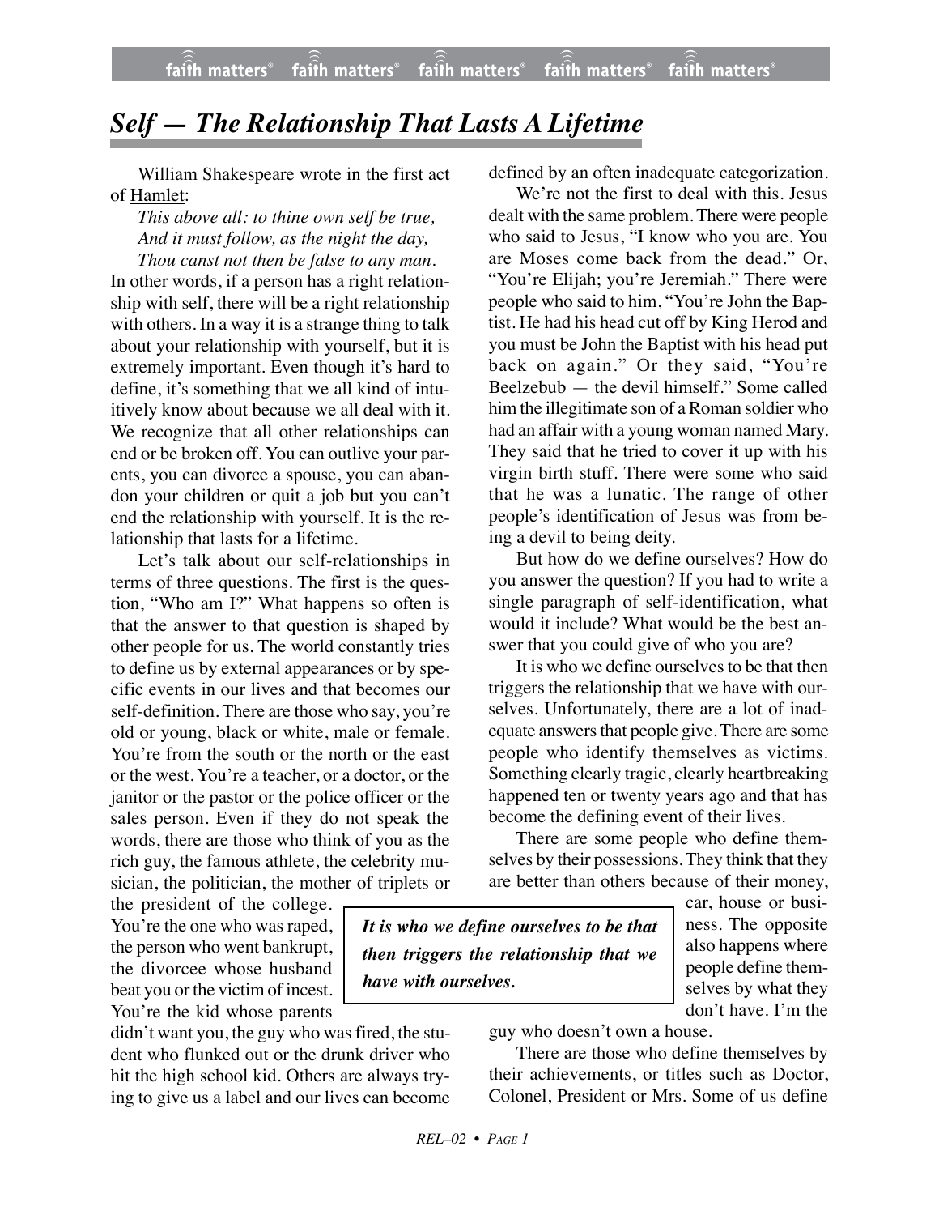# *Self — The Relationship That Lasts A Lifetime*

William Shakespeare wrote in the first act of Hamlet:

*This above all: to thine own self be true,*
*And it must follow, as the night the day,*
*Thou canst not then be false to any man.*

In other words, if a person has a right relationship with self, there will be a right relationship with others. In a way it is a strange thing to talk about your relationship with yourself, but it is extremely important. Even though it's hard to define, it's something that we all kind of intuitively know about because we all deal with it. We recognize that all other relationships can end or be broken off. You can outlive your parents, you can divorce a spouse, you can abandon your children or quit a job but you can't end the relationship with yourself. It is the relationship that lasts for a lifetime.

Let's talk about our self-relationships in terms of three questions. The first is the question, "Who am I?" What happens so often is that the answer to that question is shaped by other people for us. The world constantly tries to define us by external appearances or by specific events in our lives and that becomes our self-definition. There are those who say, you're old or young, black or white, male or female. You're from the south or the north or the east or the west. You're a teacher, or a doctor, or the janitor or the pastor or the police officer or the sales person. Even if they do not speak the words, there are those who think of you as the rich guy, the famous athlete, the celebrity musician, the politician, the mother of triplets or the president of the college. You're the one who was raped, the person who went bankrupt, the divorcee whose husband beat you or the victim of incest. You're the kid whose parents didn't want you, the guy who was fired, the student who flunked out or the drunk driver who hit the high school kid. Others are always trying to give us a label and our lives can become defined by an often inadequate categorization.

We're not the first to deal with this. Jesus dealt with the same problem. There were people who said to Jesus, "I know who you are. You are Moses come back from the dead." Or, "You're Elijah; you're Jeremiah." There were people who said to him, "You're John the Baptist. He had his head cut off by King Herod and you must be John the Baptist with his head put back on again." Or they said, "You're Beelzebub — the devil himself." Some called him the illegitimate son of a Roman soldier who had an affair with a young woman named Mary. They said that he tried to cover it up with his virgin birth stuff. There were some who said that he was a lunatic. The range of other people's identification of Jesus was from being a devil to being deity.

But how do we define ourselves? How do you answer the question? If you had to write a single paragraph of self-identification, what would it include? What would be the best answer that you could give of who you are?

It is who we define ourselves to be that then triggers the relationship that we have with ourselves. Unfortunately, there are a lot of inadequate answers that people give. There are some people who identify themselves as victims. Something clearly tragic, clearly heartbreaking happened ten or twenty years ago and that has become the defining event of their lives.

There are some people who define themselves by their possessions. They think that they are better than others because of their money, car, house or business. The opposite also happens where people define themselves by what they don't have. I'm the guy who doesn't own a house.

> ***It is who we define ourselves to be that then triggers the relationship that we have with ourselves.***

There are those who define themselves by their achievements, or titles such as Doctor, Colonel, President or Mrs. Some of us define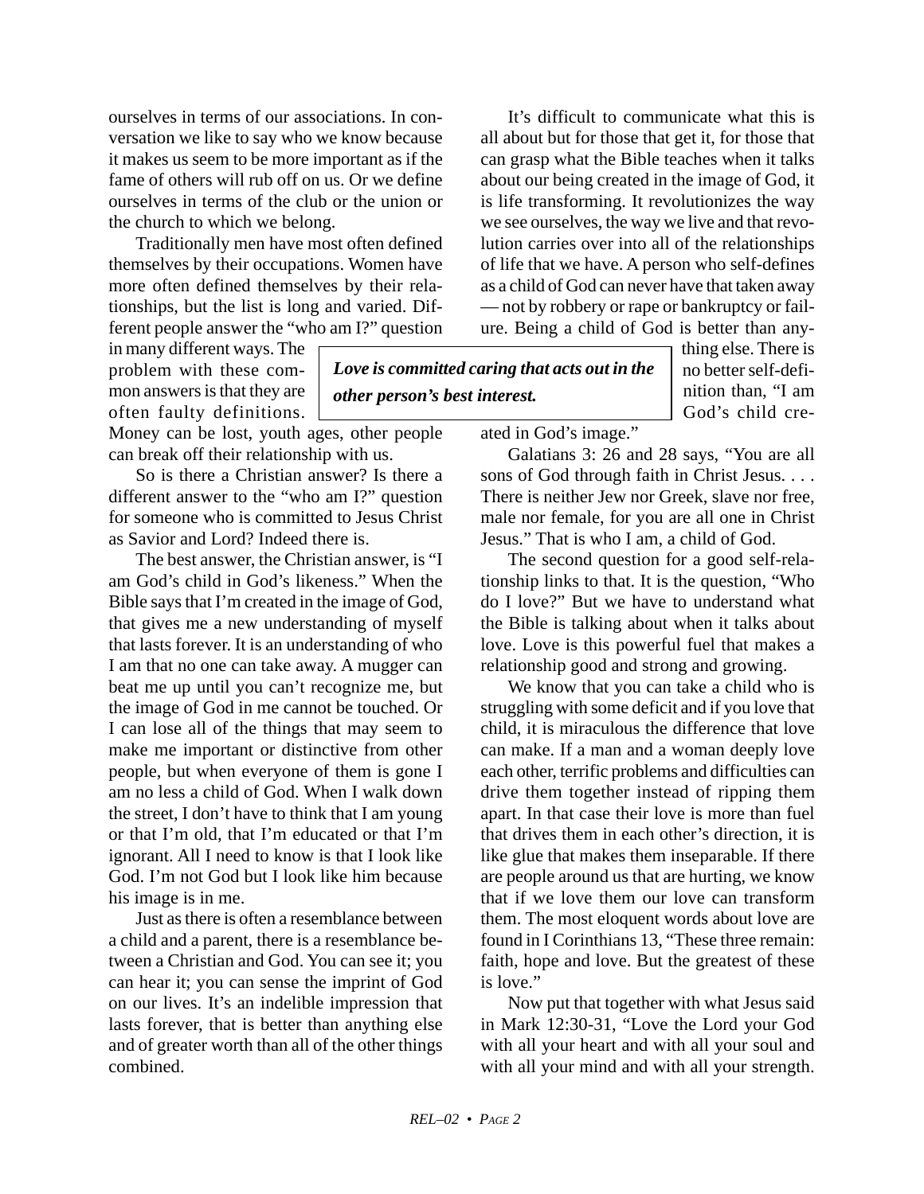ourselves in terms of our associations. In conversation we like to say who we know because it makes us seem to be more important as if the fame of others will rub off on us. Or we define ourselves in terms of the club or the union or the church to which we belong.

Traditionally men have most often defined themselves by their occupations. Women have more often defined themselves by their relationships, but the list is long and varied. Different people answer the "who am I?" question in many different ways. The problem with these common answers is that they are often faulty definitions. Money can be lost, youth ages, other people can break off their relationship with us.

So is there a Christian answer? Is there a different answer to the "who am I?" question for someone who is committed to Jesus Christ as Savior and Lord? Indeed there is.

The best answer, the Christian answer, is "I am God's child in God's likeness." When the Bible says that I'm created in the image of God, that gives me a new understanding of myself that lasts forever. It is an understanding of who I am that no one can take away. A mugger can beat me up until you can't recognize me, but the image of God in me cannot be touched. Or I can lose all of the things that may seem to make me important or distinctive from other people, but when everyone of them is gone I am no less a child of God. When I walk down the street, I don't have to think that I am young or that I'm old, that I'm educated or that I'm ignorant. All I need to know is that I look like God. I'm not God but I look like him because his image is in me.

Just as there is often a resemblance between a child and a parent, there is a resemblance between a Christian and God. You can see it; you can hear it; you can sense the imprint of God on our lives. It's an indelible impression that lasts forever, that is better than anything else and of greater worth than all of the other things combined.

It's difficult to communicate what this is all about but for those that get it, for those that can grasp what the Bible teaches when it talks about our being created in the image of God, it is life transforming. It revolutionizes the way we see ourselves, the way we live and that revolution carries over into all of the relationships of life that we have. A person who self-defines as a child of God can never have that taken away — not by robbery or rape or bankruptcy or failure. Being a child of God is better than anything else. There is no better self-definition than, "I am God's child created in God's image."

> ***Love is committed caring that acts out in the other person's best interest.***

Galatians 3: 26 and 28 says, "You are all sons of God through faith in Christ Jesus. . . . There is neither Jew nor Greek, slave nor free, male nor female, for you are all one in Christ Jesus." That is who I am, a child of God.

The second question for a good self-relationship links to that. It is the question, "Who do I love?" But we have to understand what the Bible is talking about when it talks about love. Love is this powerful fuel that makes a relationship good and strong and growing.

We know that you can take a child who is struggling with some deficit and if you love that child, it is miraculous the difference that love can make. If a man and a woman deeply love each other, terrific problems and difficulties can drive them together instead of ripping them apart. In that case their love is more than fuel that drives them in each other's direction, it is like glue that makes them inseparable. If there are people around us that are hurting, we know that if we love them our love can transform them. The most eloquent words about love are found in I Corinthians 13, "These three remain: faith, hope and love. But the greatest of these is love."

Now put that together with what Jesus said in Mark 12:30-31, "Love the Lord your God with all your heart and with all your soul and with all your mind and with all your strength.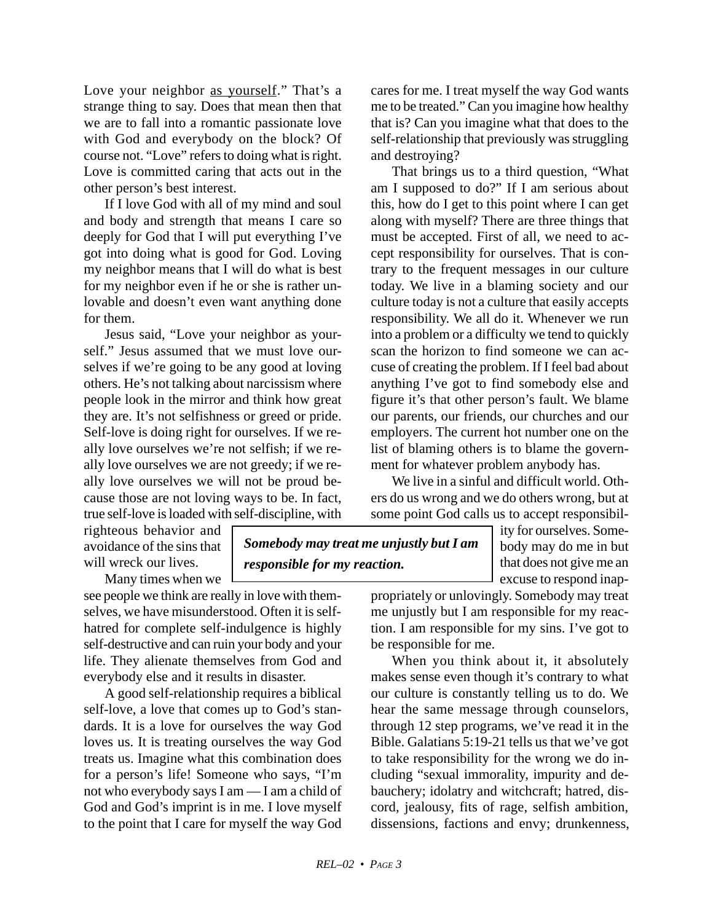Love your neighbor <u>as yourself</u>." That's a strange thing to say. Does that mean then that we are to fall into a romantic passionate love with God and everybody on the block? Of course not. "Love" refers to doing what is right. Love is committed caring that acts out in the other person's best interest.

If I love God with all of my mind and soul and body and strength that means I care so deeply for God that I will put everything I've got into doing what is good for God. Loving my neighbor means that I will do what is best for my neighbor even if he or she is rather unlovable and doesn't even want anything done for them.

Jesus said, "Love your neighbor as yourself." Jesus assumed that we must love ourselves if we're going to be any good at loving others. He's not talking about narcissism where people look in the mirror and think how great they are. It's not selfishness or greed or pride. Self-love is doing right for ourselves. If we really love ourselves we're not selfish; if we really love ourselves we are not greedy; if we really love ourselves we will not be proud because those are not loving ways to be. In fact, true self-love is loaded with self-discipline, with righteous behavior and avoidance of the sins that will wreck our lives.

Many times when we see people we think are really in love with themselves, we have misunderstood. Often it is self-hatred for complete self-indulgence is highly self-destructive and can ruin your body and your life. They alienate themselves from God and everybody else and it results in disaster.

A good self-relationship requires a biblical self-love, a love that comes up to God's standards. It is a love for ourselves the way God loves us. It is treating ourselves the way God treats us. Imagine what this combination does for a person's life! Someone who says, "I'm not who everybody says I am — I am a child of God and God's imprint is in me. I love myself to the point that I care for myself the way God cares for me. I treat myself the way God wants me to be treated." Can you imagine how healthy that is? Can you imagine what that does to the self-relationship that previously was struggling and destroying?

That brings us to a third question, "What am I supposed to do?" If I am serious about this, how do I get to this point where I can get along with myself? There are three things that must be accepted. First of all, we need to accept responsibility for ourselves. That is contrary to the frequent messages in our culture today. We live in a blaming society and our culture today is not a culture that easily accepts responsibility. We all do it. Whenever we run into a problem or a difficulty we tend to quickly scan the horizon to find someone we can accuse of creating the problem. If I feel bad about anything I've got to find somebody else and figure it's that other person's fault. We blame our parents, our friends, our churches and our employers. The current hot number one on the list of blaming others is to blame the government for whatever problem anybody has.

We live in a sinful and difficult world. Others do us wrong and we do others wrong, but at some point God calls us to accept responsibility for ourselves. Somebody may do me in but that does not give me an excuse to respond inappropriately or unlovingly. Somebody may treat me unjustly but I am responsible for my reaction. I am responsible for my sins. I've got to be responsible for me.

> ***Somebody may treat me unjustly but I am responsible for my reaction.***

When you think about it, it absolutely makes sense even though it's contrary to what our culture is constantly telling us to do. We hear the same message through counselors, through 12 step programs, we've read it in the Bible. Galatians 5:19-21 tells us that we've got to take responsibility for the wrong we do including "sexual immorality, impurity and debauchery; idolatry and witchcraft; hatred, discord, jealousy, fits of rage, selfish ambition, dissensions, factions and envy; drunkenness,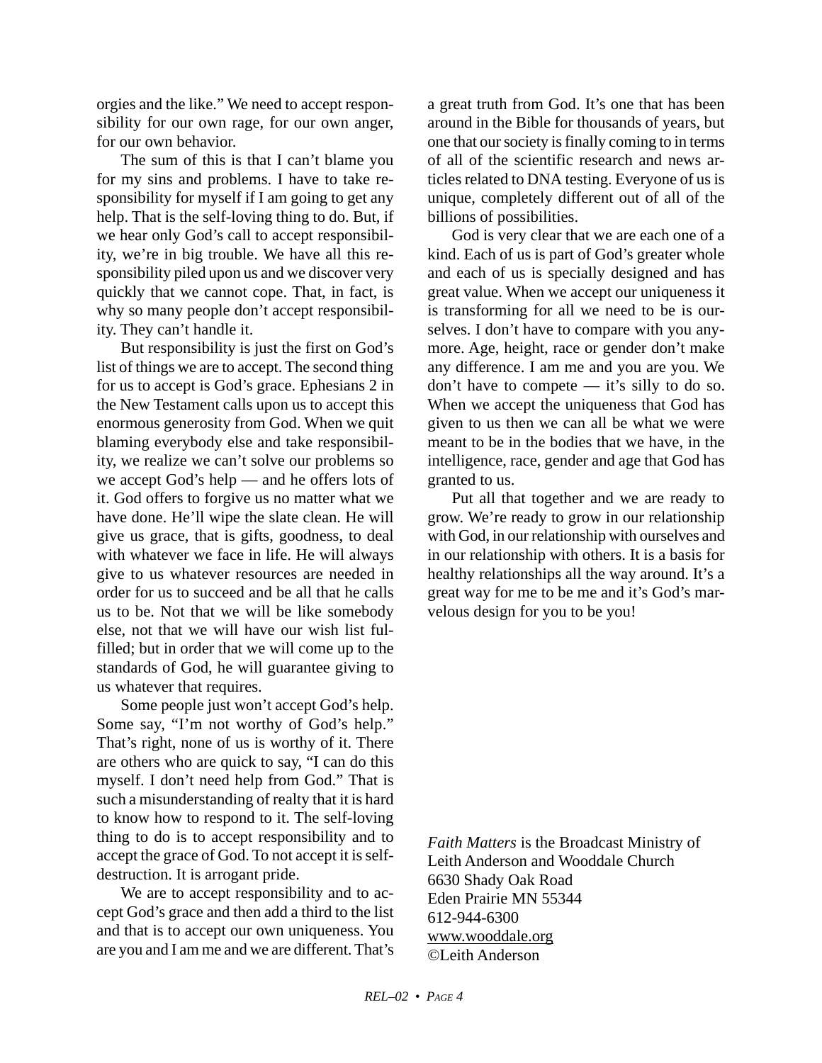orgies and the like." We need to accept responsibility for our own rage, for our own anger, for our own behavior.

The sum of this is that I can't blame you for my sins and problems. I have to take responsibility for myself if I am going to get any help. That is the self-loving thing to do. But, if we hear only God's call to accept responsibility, we're in big trouble. We have all this responsibility piled upon us and we discover very quickly that we cannot cope. That, in fact, is why so many people don't accept responsibility. They can't handle it.

But responsibility is just the first on God's list of things we are to accept. The second thing for us to accept is God's grace. Ephesians 2 in the New Testament calls upon us to accept this enormous generosity from God. When we quit blaming everybody else and take responsibility, we realize we can't solve our problems so we accept God's help — and he offers lots of it. God offers to forgive us no matter what we have done. He'll wipe the slate clean. He will give us grace, that is gifts, goodness, to deal with whatever we face in life. He will always give to us whatever resources are needed in order for us to succeed and be all that he calls us to be. Not that we will be like somebody else, not that we will have our wish list fulfilled; but in order that we will come up to the standards of God, he will guarantee giving to us whatever that requires.

Some people just won't accept God's help. Some say, "I'm not worthy of God's help." That's right, none of us is worthy of it. There are others who are quick to say, "I can do this myself. I don't need help from God." That is such a misunderstanding of realty that it is hard to know how to respond to it. The self-loving thing to do is to accept responsibility and to accept the grace of God. To not accept it is self-destruction. It is arrogant pride.

We are to accept responsibility and to accept God's grace and then add a third to the list and that is to accept our own uniqueness. You are you and I am me and we are different. That's a great truth from God. It's one that has been around in the Bible for thousands of years, but one that our society is finally coming to in terms of all of the scientific research and news articles related to DNA testing. Everyone of us is unique, completely different out of all of the billions of possibilities.

God is very clear that we are each one of a kind. Each of us is part of God's greater whole and each of us is specially designed and has great value. When we accept our uniqueness it is transforming for all we need to be is ourselves. I don't have to compare with you anymore. Age, height, race or gender don't make any difference. I am me and you are you. We don't have to compete — it's silly to do so. When we accept the uniqueness that God has given to us then we can all be what we were meant to be in the bodies that we have, in the intelligence, race, gender and age that God has granted to us.

Put all that together and we are ready to grow. We're ready to grow in our relationship with God, in our relationship with ourselves and in our relationship with others. It is a basis for healthy relationships all the way around. It's a great way for me to be me and it's God's marvelous design for you to be you!

*Faith Matters* is the Broadcast Ministry of
Leith Anderson and Wooddale Church
6630 Shady Oak Road
Eden Prairie MN 55344
612-944-6300
www.wooddale.org
©Leith Anderson